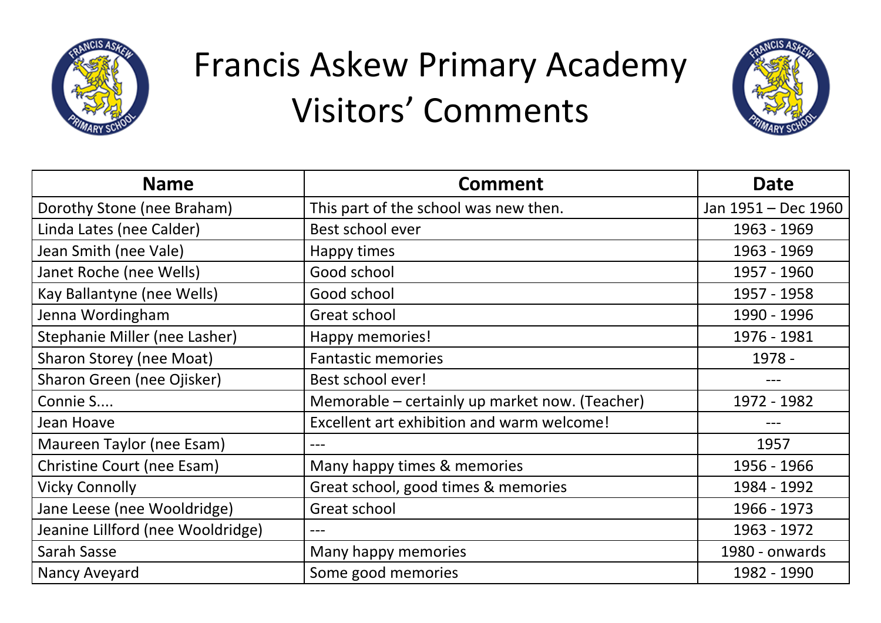# Francis Askew Primary Academy
# Visitors' Comments

| Name | Comment | Date |
|---|---|---|
| Dorothy Stone (nee Braham) | This part of the school was new then. | Jan 1951 – Dec 1960 |
| Linda Lates (nee Calder) | Best school ever | 1963 - 1969 |
| Jean Smith (nee Vale) | Happy times | 1963 - 1969 |
| Janet Roche (nee Wells) | Good school | 1957 - 1960 |
| Kay Ballantyne (nee Wells) | Good school | 1957 - 1958 |
| Jenna Wordingham | Great school | 1990 - 1996 |
| Stephanie Miller (nee Lasher) | Happy memories! | 1976 - 1981 |
| Sharon Storey (nee Moat) | Fantastic memories | 1978 - |
| Sharon Green (nee Ojisker) | Best school ever! | --- |
| Connie S.... | Memorable – certainly up market now. (Teacher) | 1972 - 1982 |
| Jean Hoave | Excellent art exhibition and warm welcome! | --- |
| Maureen Taylor (nee Esam) | --- | 1957 |
| Christine Court (nee Esam) | Many happy times & memories | 1956 - 1966 |
| Vicky Connolly | Great school, good times & memories | 1984 - 1992 |
| Jane Leese (nee Wooldridge) | Great school | 1966 - 1973 |
| Jeanine Lillford (nee Wooldridge) | --- | 1963 - 1972 |
| Sarah Sasse | Many happy memories | 1980 - onwards |
| Nancy Aveyard | Some good memories | 1982 - 1990 |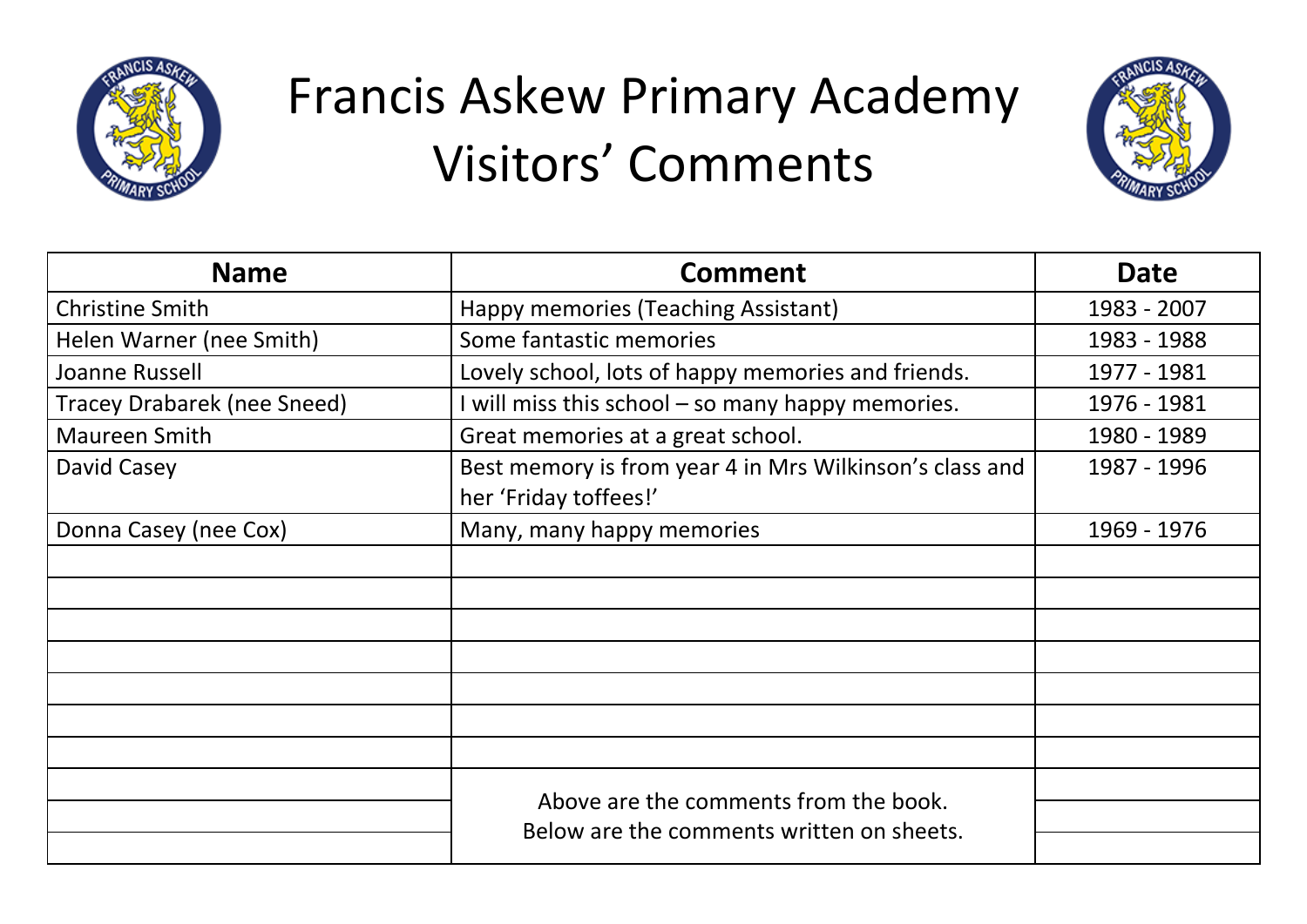# Francis Askew Primary Academy
# Visitors' Comments

| Name | Comment | Date |
|---|---|---|
| Christine Smith | Happy memories (Teaching Assistant) | 1983 - 2007 |
| Helen Warner (nee Smith) | Some fantastic memories | 1983 - 1988 |
| Joanne Russell | Lovely school, lots of happy memories and friends. | 1977 - 1981 |
| Tracey Drabarek (nee Sneed) | I will miss this school – so many happy memories. | 1976 - 1981 |
| Maureen Smith | Great memories at a great school. | 1980 - 1989 |
| David Casey | Best memory is from year 4 in Mrs Wilkinson's class and her 'Friday toffees!' | 1987 - 1996 |
| Donna Casey (nee Cox) | Many, many happy memories | 1969 - 1976 |
| | | |
| | | |
| | | |
| | | |
| | | |
| | | |
| | | |
| | Above are the comments from the book. Below are the comments written on sheets. | |
| | | |
| | | |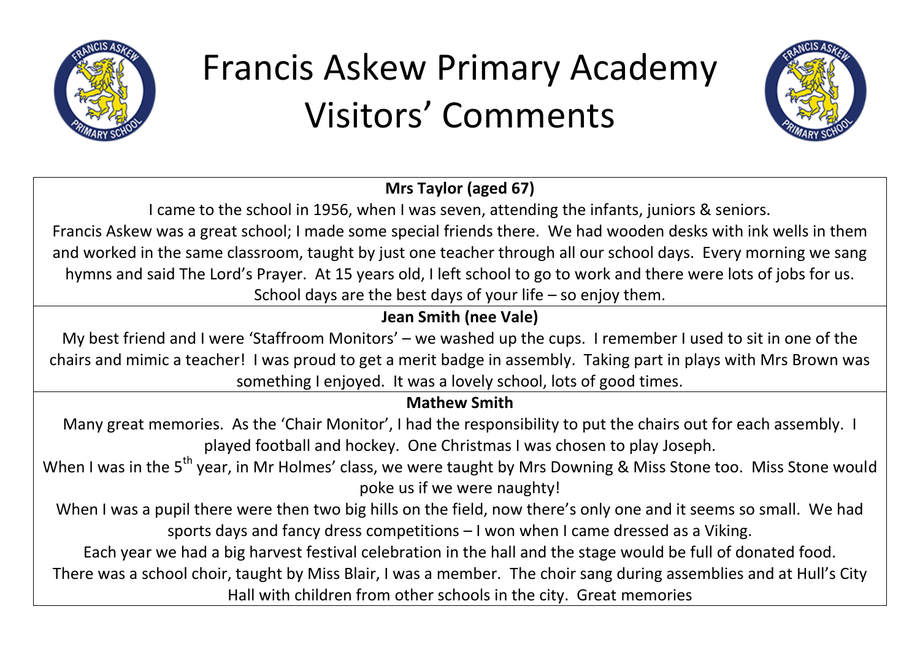# Francis Askew Primary Academy Visitors' Comments

**Mrs Taylor (aged 67)**

I came to the school in 1956, when I was seven, attending the infants, juniors & seniors.
Francis Askew was a great school; I made some special friends there. We had wooden desks with ink wells in them and worked in the same classroom, taught by just one teacher through all our school days. Every morning we sang hymns and said The Lord's Prayer. At 15 years old, I left school to go to work and there were lots of jobs for us.
School days are the best days of your life – so enjoy them.

**Jean Smith (nee Vale)**

My best friend and I were 'Staffroom Monitors' – we washed up the cups. I remember I used to sit in one of the chairs and mimic a teacher! I was proud to get a merit badge in assembly. Taking part in plays with Mrs Brown was something I enjoyed. It was a lovely school, lots of good times.

**Mathew Smith**

Many great memories. As the 'Chair Monitor', I had the responsibility to put the chairs out for each assembly. I played football and hockey. One Christmas I was chosen to play Joseph.
When I was in the 5th year, in Mr Holmes' class, we were taught by Mrs Downing & Miss Stone too. Miss Stone would poke us if we were naughty!
When I was a pupil there were then two big hills on the field, now there's only one and it seems so small. We had sports days and fancy dress competitions – I won when I came dressed as a Viking.
Each year we had a big harvest festival celebration in the hall and the stage would be full of donated food.
There was a school choir, taught by Miss Blair, I was a member. The choir sang during assemblies and at Hull's City Hall with children from other schools in the city. Great memories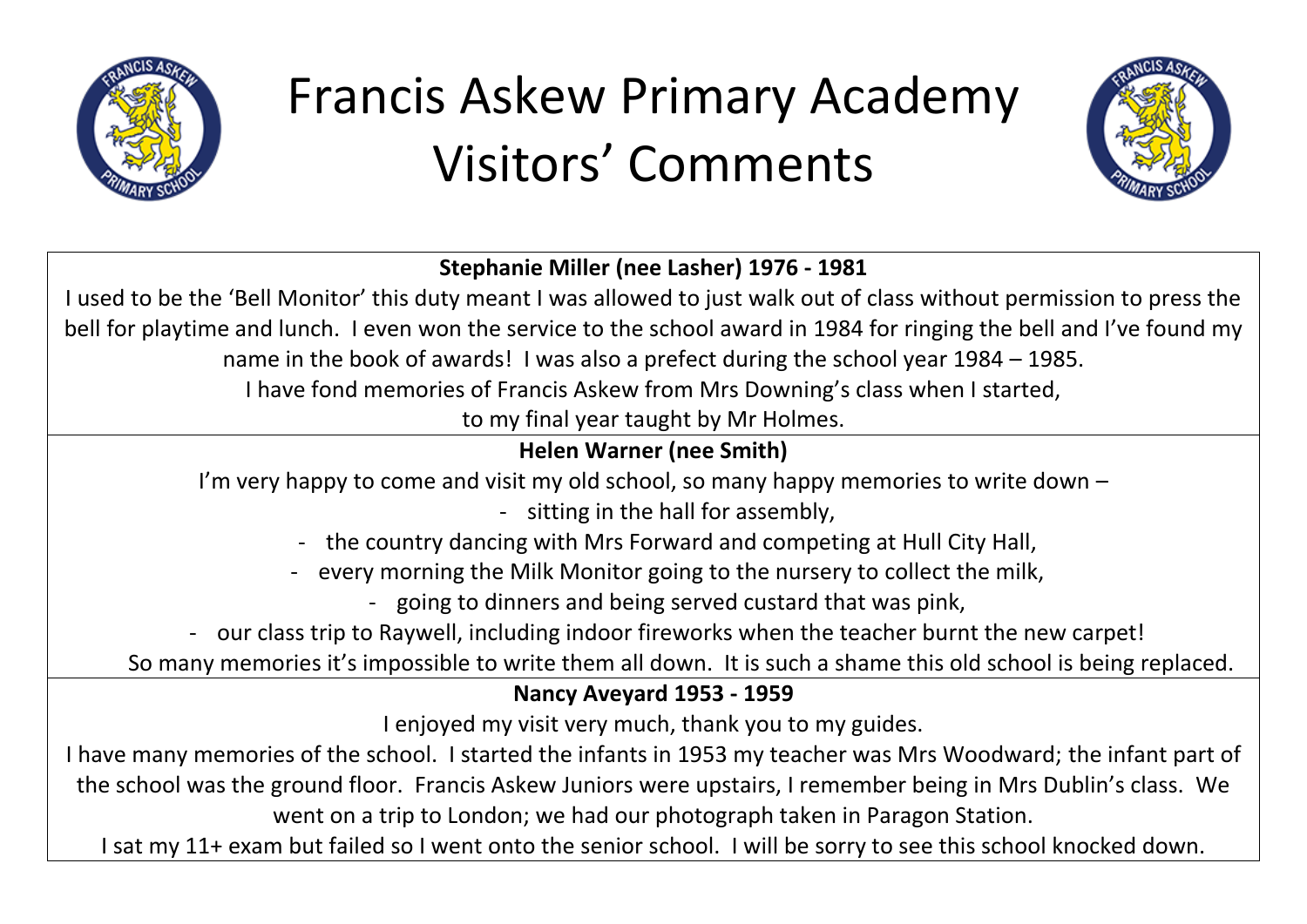# Francis Askew Primary Academy Visitors' Comments

**Stephanie Miller (nee Lasher) 1976 - 1981**

I used to be the 'Bell Monitor' this duty meant I was allowed to just walk out of class without permission to press the bell for playtime and lunch. I even won the service to the school award in 1984 for ringing the bell and I've found my name in the book of awards! I was also a prefect during the school year 1984 – 1985.
I have fond memories of Francis Askew from Mrs Downing's class when I started,
to my final year taught by Mr Holmes.

**Helen Warner (nee Smith)**

I'm very happy to come and visit my old school, so many happy memories to write down –

- sitting in the hall for assembly,
- the country dancing with Mrs Forward and competing at Hull City Hall,
- every morning the Milk Monitor going to the nursery to collect the milk,
- going to dinners and being served custard that was pink,
- our class trip to Raywell, including indoor fireworks when the teacher burnt the new carpet!

So many memories it's impossible to write them all down. It is such a shame this old school is being replaced.

**Nancy Aveyard 1953 - 1959**

I enjoyed my visit very much, thank you to my guides.
I have many memories of the school. I started the infants in 1953 my teacher was Mrs Woodward; the infant part of the school was the ground floor. Francis Askew Juniors were upstairs, I remember being in Mrs Dublin's class. We went on a trip to London; we had our photograph taken in Paragon Station.
I sat my 11+ exam but failed so I went onto the senior school. I will be sorry to see this school knocked down.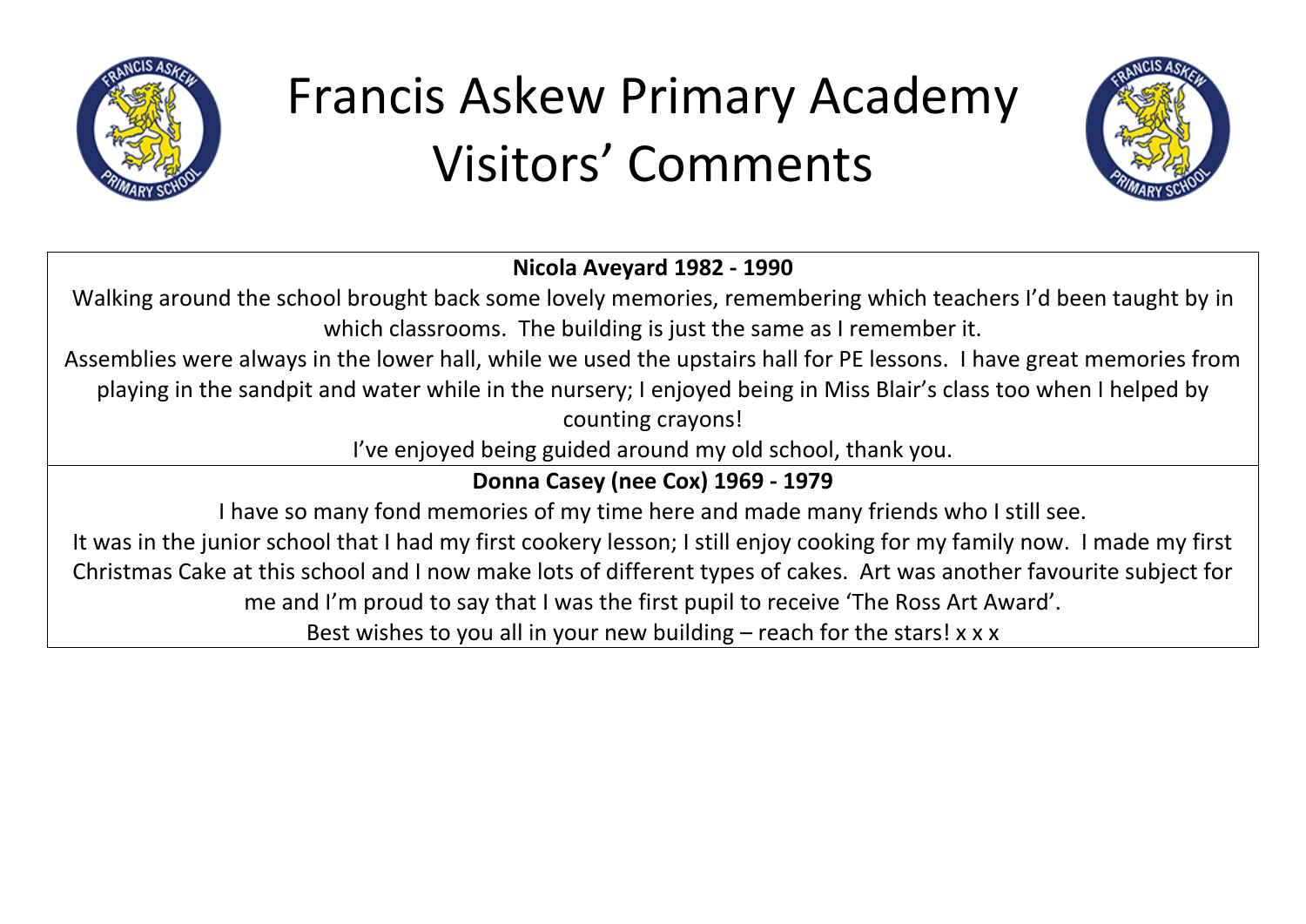# Francis Askew Primary Academy Visitors' Comments

**Nicola Aveyard 1982 - 1990**

Walking around the school brought back some lovely memories, remembering which teachers I'd been taught by in which classrooms. The building is just the same as I remember it.

Assemblies were always in the lower hall, while we used the upstairs hall for PE lessons. I have great memories from playing in the sandpit and water while in the nursery; I enjoyed being in Miss Blair's class too when I helped by counting crayons!

I've enjoyed being guided around my old school, thank you.

**Donna Casey (nee Cox) 1969 - 1979**

I have so many fond memories of my time here and made many friends who I still see.

It was in the junior school that I had my first cookery lesson; I still enjoy cooking for my family now. I made my first Christmas Cake at this school and I now make lots of different types of cakes. Art was another favourite subject for me and I'm proud to say that I was the first pupil to receive 'The Ross Art Award'.

Best wishes to you all in your new building – reach for the stars! x x x